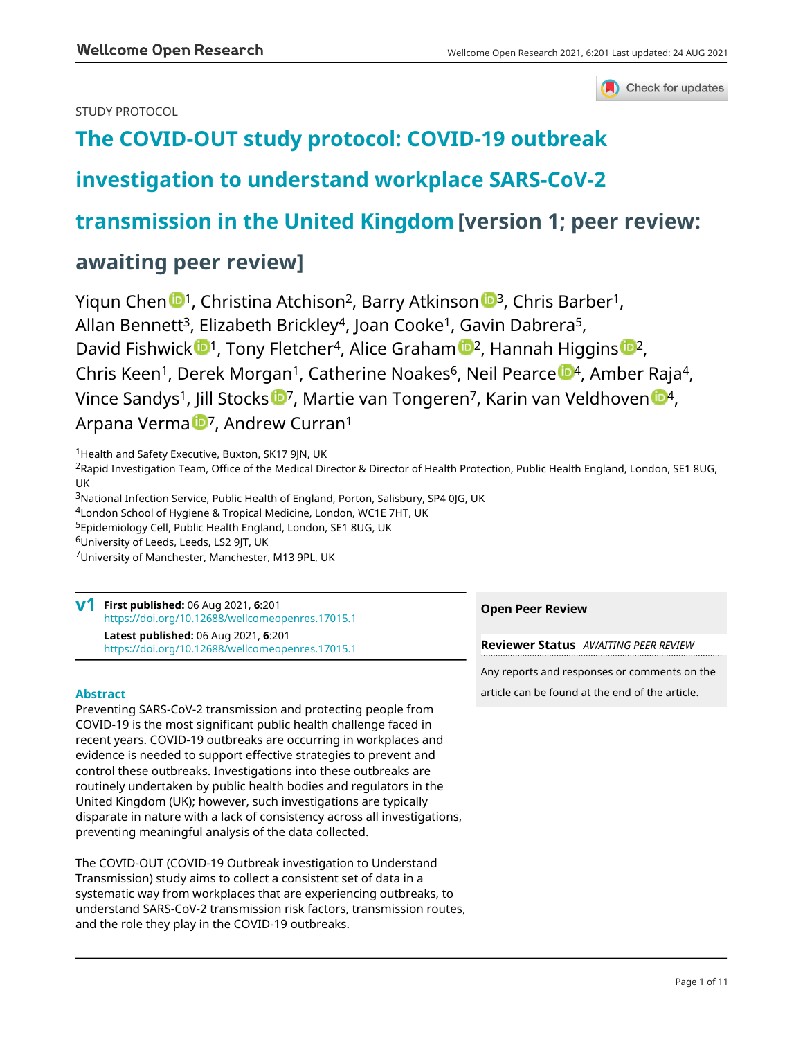STUDY PROTOCOL

# The COVID-OUT study protocol: COVID-19 outbreak investigation to understand workplace SARS-CoV-2 transmission in the United Kingdom [version 1; peer review: awaiting peer review]

Yiqun Chen[1], Christina Atchison[2], Barry Atkinson[3], Chris Barber[1], Allan Bennett[3], Elizabeth Brickley[4], Joan Cooke[1], Gavin Dabrera[5], David Fishwick[1], Tony Fletcher[4], Alice Graham[2], Hannah Higgins[2], Chris Keen[1], Derek Morgan[1], Catherine Noakes[6], Neil Pearce[4], Amber Raja[4], Vince Sandys[1], Jill Stocks[7], Martie van Tongeren[7], Karin van Veldhoven[4], Arpana Verma[7], Andrew Curran[1]

[1]Health and Safety Executive, Buxton, SK17 9JN, UK
[2]Rapid Investigation Team, Office of the Medical Director & Director of Health Protection, Public Health England, London, SE1 8UG, UK
[3]National Infection Service, Public Health of England, Porton, Salisbury, SP4 0JG, UK
[4]London School of Hygiene & Tropical Medicine, London, WC1E 7HT, UK
[5]Epidemiology Cell, Public Health England, London, SE1 8UG, UK
[6]University of Leeds, Leeds, LS2 9JT, UK
[7]University of Manchester, Manchester, M13 9PL, UK

**v1** **First published:** 06 Aug 2021, **6**:201
https://doi.org/10.12688/wellcomeopenres.17015.1
**Latest published:** 06 Aug 2021, **6**:201
https://doi.org/10.12688/wellcomeopenres.17015.1

**Open Peer Review**

**Reviewer Status** *AWAITING PEER REVIEW*

Any reports and responses or comments on the article can be found at the end of the article.

## Abstract

Preventing SARS-CoV-2 transmission and protecting people from COVID-19 is the most significant public health challenge faced in recent years. COVID-19 outbreaks are occurring in workplaces and evidence is needed to support effective strategies to prevent and control these outbreaks. Investigations into these outbreaks are routinely undertaken by public health bodies and regulators in the United Kingdom (UK); however, such investigations are typically disparate in nature with a lack of consistency across all investigations, preventing meaningful analysis of the data collected.

The COVID-OUT (COVID-19 Outbreak investigation to Understand Transmission) study aims to collect a consistent set of data in a systematic way from workplaces that are experiencing outbreaks, to understand SARS-CoV-2 transmission risk factors, transmission routes, and the role they play in the COVID-19 outbreaks.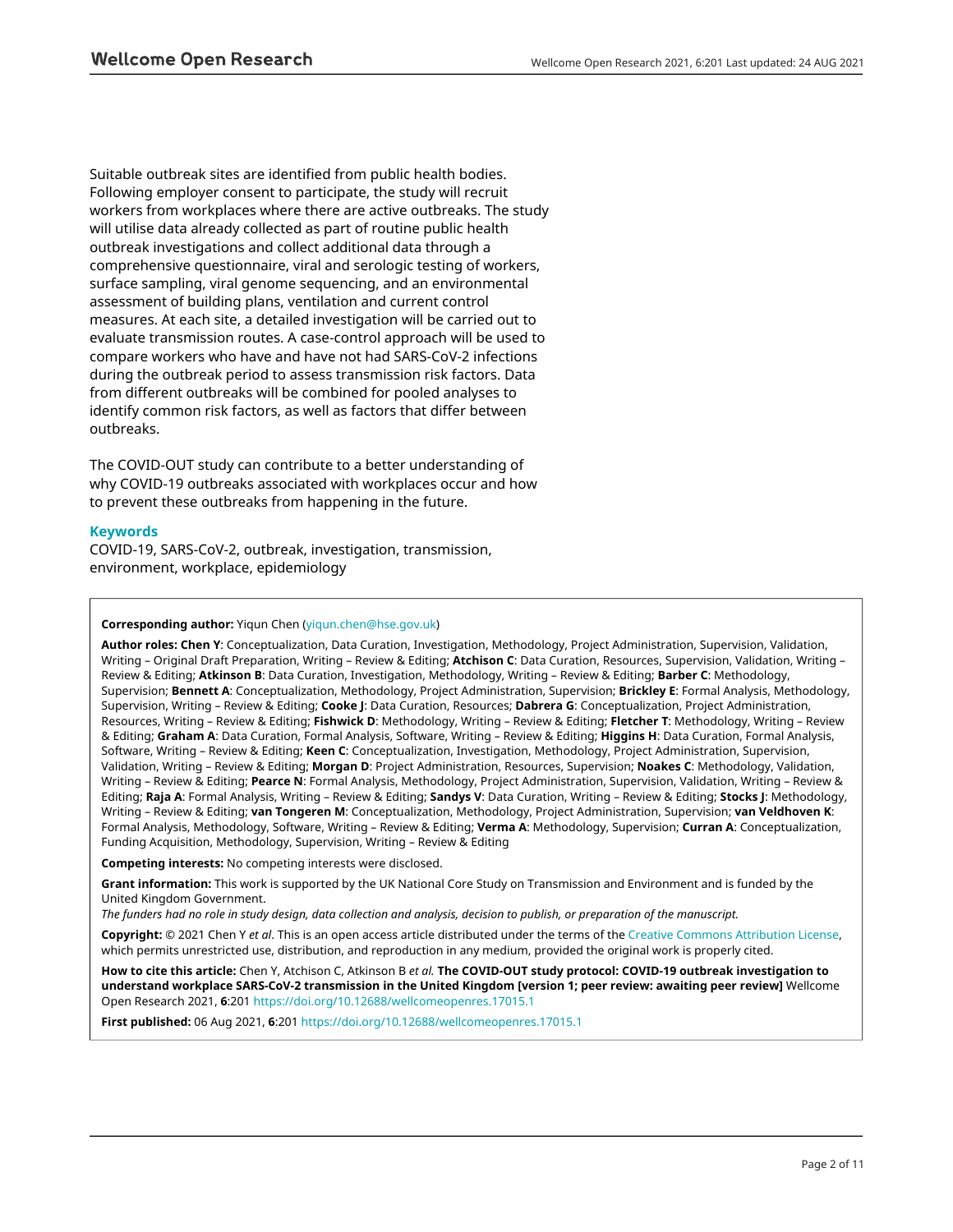Suitable outbreak sites are identified from public health bodies. Following employer consent to participate, the study will recruit workers from workplaces where there are active outbreaks. The study will utilise data already collected as part of routine public health outbreak investigations and collect additional data through a comprehensive questionnaire, viral and serologic testing of workers, surface sampling, viral genome sequencing, and an environmental assessment of building plans, ventilation and current control measures. At each site, a detailed investigation will be carried out to evaluate transmission routes. A case-control approach will be used to compare workers who have and have not had SARS-CoV-2 infections during the outbreak period to assess transmission risk factors. Data from different outbreaks will be combined for pooled analyses to identify common risk factors, as well as factors that differ between outbreaks.

The COVID-OUT study can contribute to a better understanding of why COVID-19 outbreaks associated with workplaces occur and how to prevent these outbreaks from happening in the future.

### Keywords

COVID-19, SARS-CoV-2, outbreak, investigation, transmission, environment, workplace, epidemiology

**Corresponding author:** Yiqun Chen (yiqun.chen@hse.gov.uk)

**Author roles: Chen Y**: Conceptualization, Data Curation, Investigation, Methodology, Project Administration, Supervision, Validation, Writing – Original Draft Preparation, Writing – Review & Editing; **Atchison C**: Data Curation, Resources, Supervision, Validation, Writing – Review & Editing; **Atkinson B**: Data Curation, Investigation, Methodology, Writing – Review & Editing; **Barber C**: Methodology, Supervision; **Bennett A**: Conceptualization, Methodology, Project Administration, Supervision; **Brickley E**: Formal Analysis, Methodology, Supervision, Writing – Review & Editing; **Cooke J**: Data Curation, Resources; **Dabrera G**: Conceptualization, Project Administration, Resources, Writing – Review & Editing; **Fishwick D**: Methodology, Writing – Review & Editing; **Fletcher T**: Methodology, Writing – Review & Editing; **Graham A**: Data Curation, Formal Analysis, Software, Writing – Review & Editing; **Higgins H**: Data Curation, Formal Analysis, Software, Writing – Review & Editing; **Keen C**: Conceptualization, Investigation, Methodology, Project Administration, Supervision, Validation, Writing – Review & Editing; **Morgan D**: Project Administration, Resources, Supervision; **Noakes C**: Methodology, Validation, Writing – Review & Editing; **Pearce N**: Formal Analysis, Methodology, Project Administration, Supervision, Validation, Writing – Review & Editing; **Raja A**: Formal Analysis, Writing – Review & Editing; **Sandys V**: Data Curation, Writing – Review & Editing; **Stocks J**: Methodology, Writing – Review & Editing; **van Tongeren M**: Conceptualization, Methodology, Project Administration, Supervision; **van Veldhoven K**: Formal Analysis, Methodology, Software, Writing – Review & Editing; **Verma A**: Methodology, Supervision; **Curran A**: Conceptualization, Funding Acquisition, Methodology, Supervision, Writing – Review & Editing

**Competing interests:** No competing interests were disclosed.

**Grant information:** This work is supported by the UK National Core Study on Transmission and Environment and is funded by the United Kingdom Government.
*The funders had no role in study design, data collection and analysis, decision to publish, or preparation of the manuscript.*

**Copyright:** © 2021 Chen Y *et al*. This is an open access article distributed under the terms of the Creative Commons Attribution License, which permits unrestricted use, distribution, and reproduction in any medium, provided the original work is properly cited.

**How to cite this article:** Chen Y, Atchison C, Atkinson B *et al.* **The COVID-OUT study protocol: COVID-19 outbreak investigation to understand workplace SARS-CoV-2 transmission in the United Kingdom [version 1; peer review: awaiting peer review]** Wellcome Open Research 2021, **6**:201 https://doi.org/10.12688/wellcomeopenres.17015.1

**First published:** 06 Aug 2021, **6**:201 https://doi.org/10.12688/wellcomeopenres.17015.1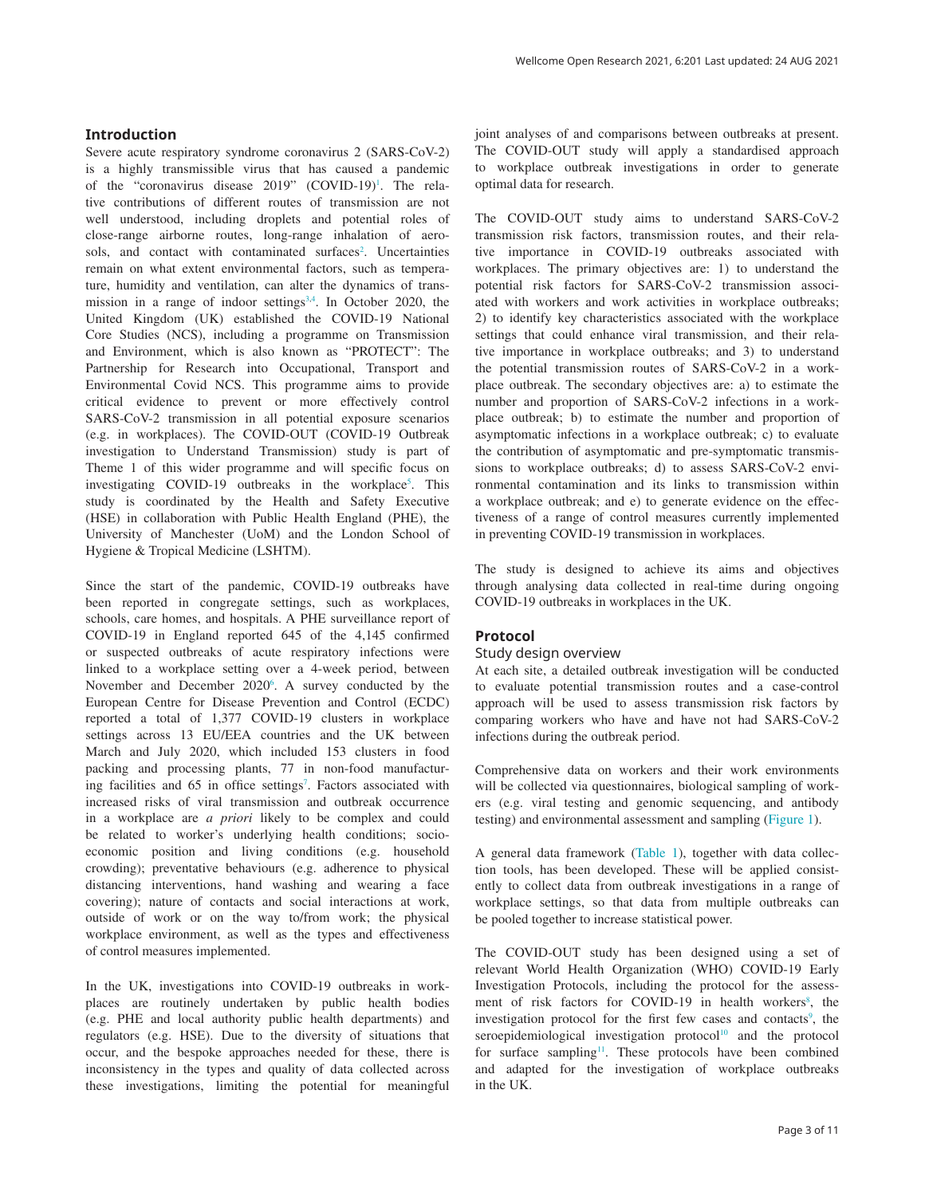## Introduction

Severe acute respiratory syndrome coronavirus 2 (SARS-CoV-2) is a highly transmissible virus that has caused a pandemic of the "coronavirus disease 2019" (COVID-19)[1]. The relative contributions of different routes of transmission are not well understood, including droplets and potential roles of close-range airborne routes, long-range inhalation of aerosols, and contact with contaminated surfaces[2]. Uncertainties remain on what extent environmental factors, such as temperature, humidity and ventilation, can alter the dynamics of transmission in a range of indoor settings[3,4]. In October 2020, the United Kingdom (UK) established the COVID-19 National Core Studies (NCS), including a programme on Transmission and Environment, which is also known as "PROTECT": The Partnership for Research into Occupational, Transport and Environmental Covid NCS. This programme aims to provide critical evidence to prevent or more effectively control SARS-CoV-2 transmission in all potential exposure scenarios (e.g. in workplaces). The COVID-OUT (COVID-19 Outbreak investigation to Understand Transmission) study is part of Theme 1 of this wider programme and will specific focus on investigating COVID-19 outbreaks in the workplace[5]. This study is coordinated by the Health and Safety Executive (HSE) in collaboration with Public Health England (PHE), the University of Manchester (UoM) and the London School of Hygiene & Tropical Medicine (LSHTM).

Since the start of the pandemic, COVID-19 outbreaks have been reported in congregate settings, such as workplaces, schools, care homes, and hospitals. A PHE surveillance report of COVID-19 in England reported 645 of the 4,145 confirmed or suspected outbreaks of acute respiratory infections were linked to a workplace setting over a 4-week period, between November and December 2020[6]. A survey conducted by the European Centre for Disease Prevention and Control (ECDC) reported a total of 1,377 COVID-19 clusters in workplace settings across 13 EU/EEA countries and the UK between March and July 2020, which included 153 clusters in food packing and processing plants, 77 in non-food manufacturing facilities and 65 in office settings[7]. Factors associated with increased risks of viral transmission and outbreak occurrence in a workplace are *a priori* likely to be complex and could be related to worker's underlying health conditions; socio-economic position and living conditions (e.g. household crowding); preventative behaviours (e.g. adherence to physical distancing interventions, hand washing and wearing a face covering); nature of contacts and social interactions at work, outside of work or on the way to/from work; the physical workplace environment, as well as the types and effectiveness of control measures implemented.

In the UK, investigations into COVID-19 outbreaks in workplaces are routinely undertaken by public health bodies (e.g. PHE and local authority public health departments) and regulators (e.g. HSE). Due to the diversity of situations that occur, and the bespoke approaches needed for these, there is inconsistency in the types and quality of data collected across these investigations, limiting the potential for meaningful joint analyses of and comparisons between outbreaks at present. The COVID-OUT study will apply a standardised approach to workplace outbreak investigations in order to generate optimal data for research.

The COVID-OUT study aims to understand SARS-CoV-2 transmission risk factors, transmission routes, and their relative importance in COVID-19 outbreaks associated with workplaces. The primary objectives are: 1) to understand the potential risk factors for SARS-CoV-2 transmission associated with workers and work activities in workplace outbreaks; 2) to identify key characteristics associated with the workplace settings that could enhance viral transmission, and their relative importance in workplace outbreaks; and 3) to understand the potential transmission routes of SARS-CoV-2 in a workplace outbreak. The secondary objectives are: a) to estimate the number and proportion of SARS-CoV-2 infections in a workplace outbreak; b) to estimate the number and proportion of asymptomatic infections in a workplace outbreak; c) to evaluate the contribution of asymptomatic and pre-symptomatic transmissions to workplace outbreaks; d) to assess SARS-CoV-2 environmental contamination and its links to transmission within a workplace outbreak; and e) to generate evidence on the effectiveness of a range of control measures currently implemented in preventing COVID-19 transmission in workplaces.

The study is designed to achieve its aims and objectives through analysing data collected in real-time during ongoing COVID-19 outbreaks in workplaces in the UK.

## Protocol

### Study design overview

At each site, a detailed outbreak investigation will be conducted to evaluate potential transmission routes and a case-control approach will be used to assess transmission risk factors by comparing workers who have and have not had SARS-CoV-2 infections during the outbreak period.

Comprehensive data on workers and their work environments will be collected via questionnaires, biological sampling of workers (e.g. viral testing and genomic sequencing, and antibody testing) and environmental assessment and sampling (Figure 1).

A general data framework (Table 1), together with data collection tools, has been developed. These will be applied consistently to collect data from outbreak investigations in a range of workplace settings, so that data from multiple outbreaks can be pooled together to increase statistical power.

The COVID-OUT study has been designed using a set of relevant World Health Organization (WHO) COVID-19 Early Investigation Protocols, including the protocol for the assessment of risk factors for COVID-19 in health workers[8], the investigation protocol for the first few cases and contacts[9], the seroepidemiological investigation protocol[10] and the protocol for surface sampling[11]. These protocols have been combined and adapted for the investigation of workplace outbreaks in the UK.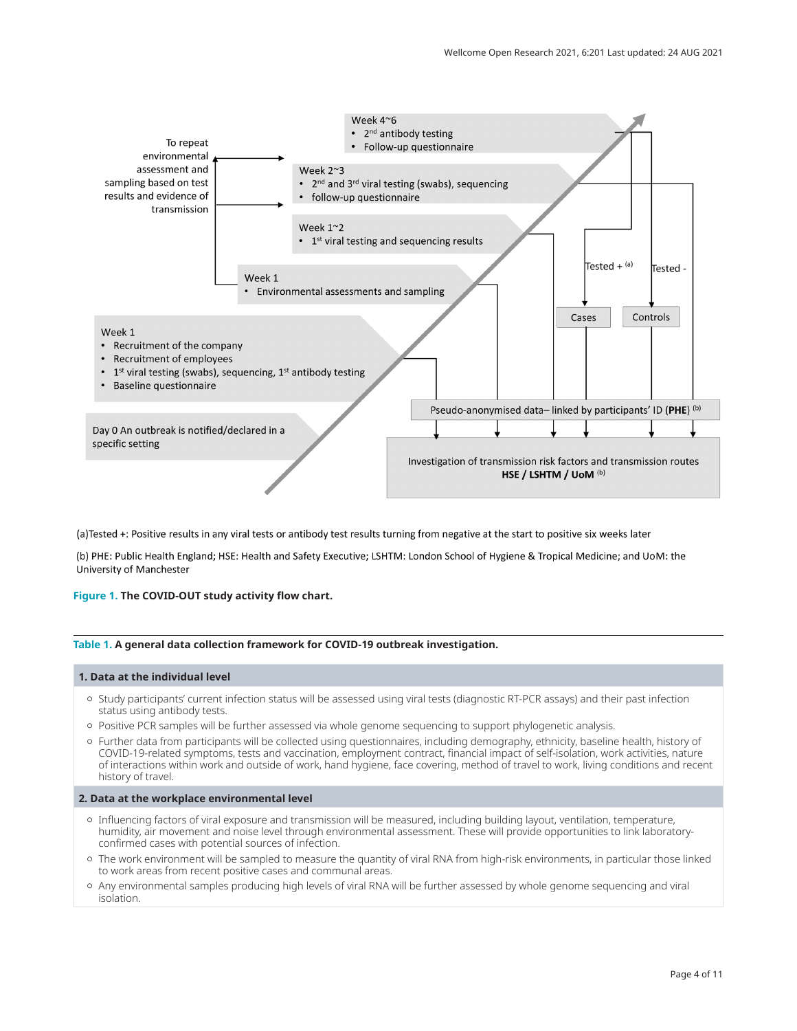Week 4~6

- 2nd antibody testing
- Follow-up questionnaire

Week 2~3

- 2nd and 3rd viral testing (swabs), sequencing
- follow-up questionnaire

Week 1~2

- 1st viral testing and sequencing results

Week 1

- Environmental assessments and sampling

To repeat environmental assessment and sampling based on test results and evidence of transmission

Week 1

- Recruitment of the company
- Recruitment of employees
- 1st viral testing (swabs), sequencing, 1st antibody testing
- Baseline questionnaire

Day 0 An outbreak is notified/declared in a specific setting

Tested + [(a)] → Cases

Tested - → Controls

Pseudo-anonymised data– linked by participants' ID (**PHE**) [(b)]

Investigation of transmission risk factors and transmission routes **HSE / LSHTM / UoM** [(b)]

(a)Tested +: Positive results in any viral tests or antibody test results turning from negative at the start to positive six weeks later

(b) PHE: Public Health England; HSE: Health and Safety Executive; LSHTM: London School of Hygiene & Tropical Medicine; and UoM: the University of Manchester

**Figure 1. The COVID-OUT study activity flow chart.**

**Table 1. A general data collection framework for COVID-19 outbreak investigation.**

| **1. Data at the individual level** |
|---|
| ○ Study participants' current infection status will be assessed using viral tests (diagnostic RT-PCR assays) and their past infection status using antibody tests.<br>○ Positive PCR samples will be further assessed via whole genome sequencing to support phylogenetic analysis.<br>○ Further data from participants will be collected using questionnaires, including demography, ethnicity, baseline health, history of COVID-19-related symptoms, tests and vaccination, employment contract, financial impact of self-isolation, work activities, nature of interactions within work and outside of work, hand hygiene, face covering, method of travel to work, living conditions and recent history of travel. |
| **2. Data at the workplace environmental level** |
| ○ Influencing factors of viral exposure and transmission will be measured, including building layout, ventilation, temperature, humidity, air movement and noise level through environmental assessment. These will provide opportunities to link laboratory-confirmed cases with potential sources of infection.<br>○ The work environment will be sampled to measure the quantity of viral RNA from high-risk environments, in particular those linked to work areas from recent positive cases and communal areas.<br>○ Any environmental samples producing high levels of viral RNA will be further assessed by whole genome sequencing and viral isolation. |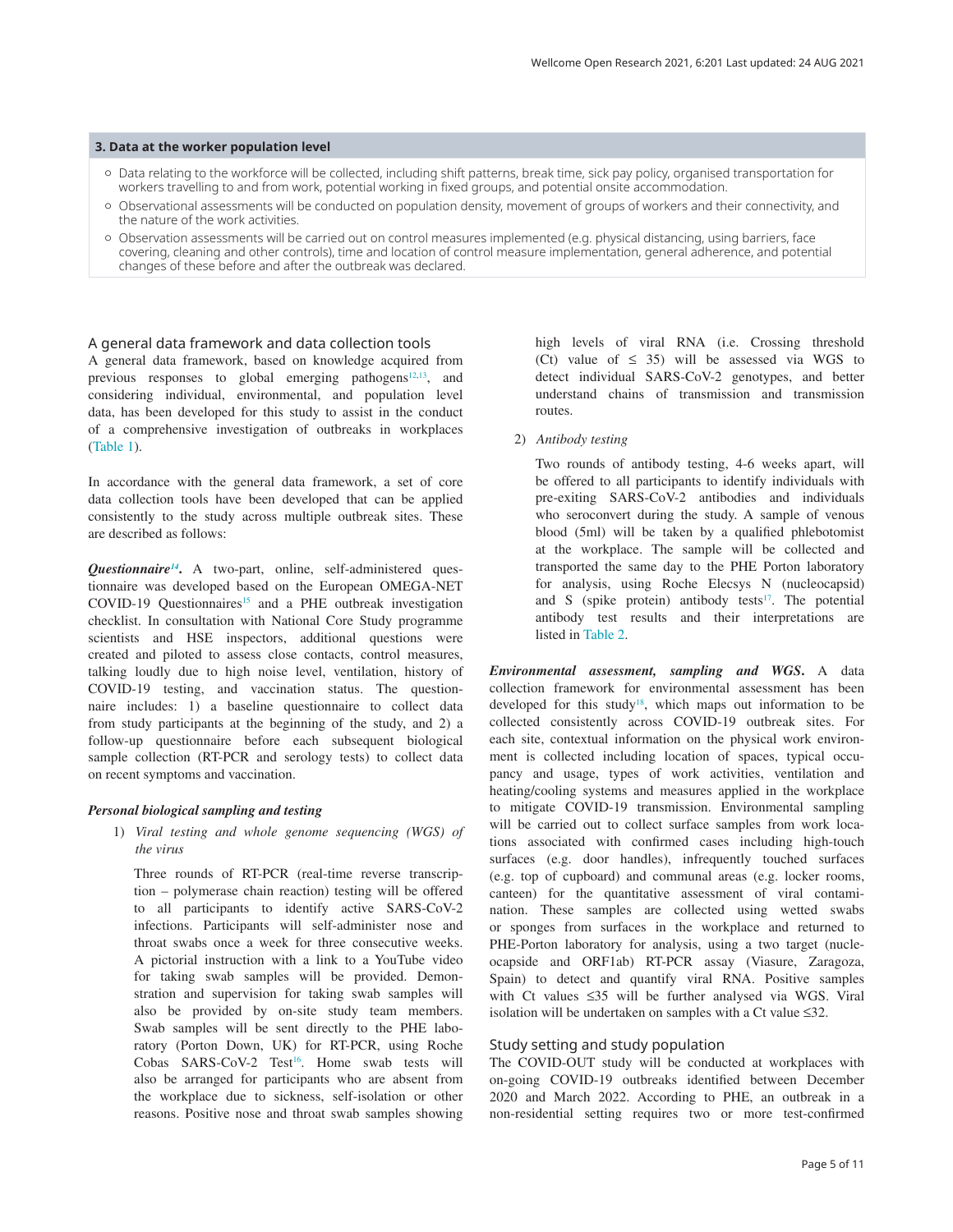**3. Data at the worker population level**

- Data relating to the workforce will be collected, including shift patterns, break time, sick pay policy, organised transportation for workers travelling to and from work, potential working in fixed groups, and potential onsite accommodation.
- Observational assessments will be conducted on population density, movement of groups of workers and their connectivity, and the nature of the work activities.
- Observation assessments will be carried out on control measures implemented (e.g. physical distancing, using barriers, face covering, cleaning and other controls), time and location of control measure implementation, general adherence, and potential changes of these before and after the outbreak was declared.

## A general data framework and data collection tools

A general data framework, based on knowledge acquired from previous responses to global emerging pathogens[12,13], and considering individual, environmental, and population level data, has been developed for this study to assist in the conduct of a comprehensive investigation of outbreaks in workplaces (Table 1).

In accordance with the general data framework, a set of core data collection tools have been developed that can be applied consistently to the study across multiple outbreak sites. These are described as follows:

***Questionnaire[14].*** A two-part, online, self-administered questionnaire was developed based on the European OMEGA-NET COVID-19 Questionnaires[15] and a PHE outbreak investigation checklist. In consultation with National Core Study programme scientists and HSE inspectors, additional questions were created and piloted to assess close contacts, control measures, talking loudly due to high noise level, ventilation, history of COVID-19 testing, and vaccination status. The questionnaire includes: 1) a baseline questionnaire to collect data from study participants at the beginning of the study, and 2) a follow-up questionnaire before each subsequent biological sample collection (RT-PCR and serology tests) to collect data on recent symptoms and vaccination.

***Personal biological sampling and testing***

1) *Viral testing and whole genome sequencing (WGS) of the virus*

   Three rounds of RT-PCR (real-time reverse transcription – polymerase chain reaction) testing will be offered to all participants to identify active SARS-CoV-2 infections. Participants will self-administer nose and throat swabs once a week for three consecutive weeks. A pictorial instruction with a link to a YouTube video for taking swab samples will be provided. Demonstration and supervision for taking swab samples will also be provided by on-site study team members. Swab samples will be sent directly to the PHE laboratory (Porton Down, UK) for RT-PCR, using Roche Cobas SARS-CoV-2 Test[16]. Home swab tests will also be arranged for participants who are absent from the workplace due to sickness, self-isolation or other reasons. Positive nose and throat swab samples showing high levels of viral RNA (i.e. Crossing threshold (Ct) value of ≤ 35) will be assessed via WGS to detect individual SARS-CoV-2 genotypes, and better understand chains of transmission and transmission routes.

2) *Antibody testing*

   Two rounds of antibody testing, 4-6 weeks apart, will be offered to all participants to identify individuals with pre-exiting SARS-CoV-2 antibodies and individuals who seroconvert during the study. A sample of venous blood (5ml) will be taken by a qualified phlebotomist at the workplace. The sample will be collected and transported the same day to the PHE Porton laboratory for analysis, using Roche Elecsys N (nucleocapsid) and S (spike protein) antibody tests[17]. The potential antibody test results and their interpretations are listed in Table 2.

***Environmental assessment, sampling and WGS.*** A data collection framework for environmental assessment has been developed for this study[18], which maps out information to be collected consistently across COVID-19 outbreak sites. For each site, contextual information on the physical work environment is collected including location of spaces, typical occupancy and usage, types of work activities, ventilation and heating/cooling systems and measures applied in the workplace to mitigate COVID-19 transmission. Environmental sampling will be carried out to collect surface samples from work locations associated with confirmed cases including high-touch surfaces (e.g. door handles), infrequently touched surfaces (e.g. top of cupboard) and communal areas (e.g. locker rooms, canteen) for the quantitative assessment of viral contamination. These samples are collected using wetted swabs or sponges from surfaces in the workplace and returned to PHE-Porton laboratory for analysis, using a two target (nucleocapside and ORF1ab) RT-PCR assay (Viasure, Zaragoza, Spain) to detect and quantify viral RNA. Positive samples with Ct values ≤35 will be further analysed via WGS. Viral isolation will be undertaken on samples with a Ct value ≤32.

## Study setting and study population

The COVID-OUT study will be conducted at workplaces with on-going COVID-19 outbreaks identified between December 2020 and March 2022. According to PHE, an outbreak in a non-residential setting requires two or more test-confirmed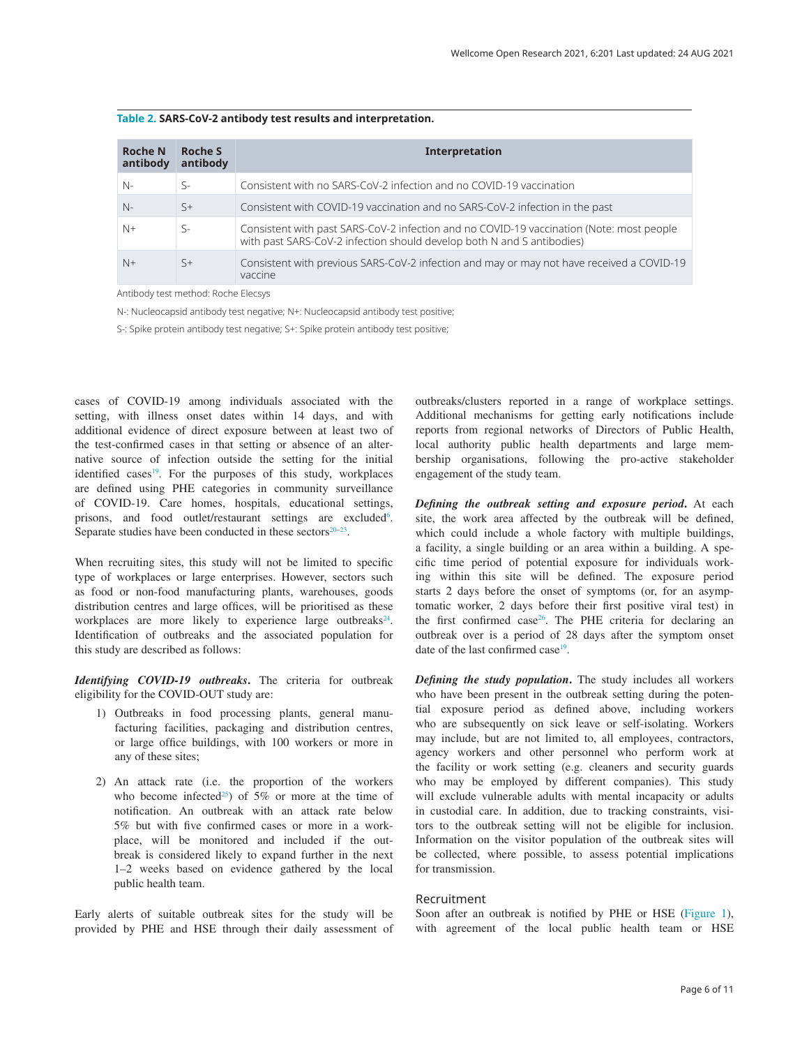**Table 2. SARS-CoV-2 antibody test results and interpretation.**

| Roche N antibody | Roche S antibody | Interpretation |
|---|---|---|
| N- | S- | Consistent with no SARS-CoV-2 infection and no COVID-19 vaccination |
| N- | S+ | Consistent with COVID-19 vaccination and no SARS-CoV-2 infection in the past |
| N+ | S- | Consistent with past SARS-CoV-2 infection and no COVID-19 vaccination (Note: most people with past SARS-CoV-2 infection should develop both N and S antibodies) |
| N+ | S+ | Consistent with previous SARS-CoV-2 infection and may or may not have received a COVID-19 vaccine |

Antibody test method: Roche Elecsys

N-: Nucleocapsid antibody test negative; N+: Nucleocapsid antibody test positive;

S-: Spike protein antibody test negative; S+: Spike protein antibody test positive;

cases of COVID-19 among individuals associated with the setting, with illness onset dates within 14 days, and with additional evidence of direct exposure between at least two of the test-confirmed cases in that setting or absence of an alternative source of infection outside the setting for the initial identified cases[19]. For the purposes of this study, workplaces are defined using PHE categories in community surveillance of COVID-19. Care homes, hospitals, educational settings, prisons, and food outlet/restaurant settings are excluded[6]. Separate studies have been conducted in these sectors[20–23].

When recruiting sites, this study will not be limited to specific type of workplaces or large enterprises. However, sectors such as food or non-food manufacturing plants, warehouses, goods distribution centres and large offices, will be prioritised as these workplaces are more likely to experience large outbreaks[24]. Identification of outbreaks and the associated population for this study are described as follows:

***Identifying COVID-19 outbreaks.*** The criteria for outbreak eligibility for the COVID-OUT study are:

1) Outbreaks in food processing plants, general manufacturing facilities, packaging and distribution centres, or large office buildings, with 100 workers or more in any of these sites;

2) An attack rate (i.e. the proportion of the workers who become infected[25]) of 5% or more at the time of notification. An outbreak with an attack rate below 5% but with five confirmed cases or more in a workplace, will be monitored and included if the outbreak is considered likely to expand further in the next 1–2 weeks based on evidence gathered by the local public health team.

Early alerts of suitable outbreak sites for the study will be provided by PHE and HSE through their daily assessment of outbreaks/clusters reported in a range of workplace settings. Additional mechanisms for getting early notifications include reports from regional networks of Directors of Public Health, local authority public health departments and large membership organisations, following the pro-active stakeholder engagement of the study team.

***Defining the outbreak setting and exposure period.*** At each site, the work area affected by the outbreak will be defined, which could include a whole factory with multiple buildings, a facility, a single building or an area within a building. A specific time period of potential exposure for individuals working within this site will be defined. The exposure period starts 2 days before the onset of symptoms (or, for an asymptomatic worker, 2 days before their first positive viral test) in the first confirmed case[26]. The PHE criteria for declaring an outbreak over is a period of 28 days after the symptom onset date of the last confirmed case[19].

***Defining the study population.*** The study includes all workers who have been present in the outbreak setting during the potential exposure period as defined above, including workers who are subsequently on sick leave or self-isolating. Workers may include, but are not limited to, all employees, contractors, agency workers and other personnel who perform work at the facility or work setting (e.g. cleaners and security guards who may be employed by different companies). This study will exclude vulnerable adults with mental incapacity or adults in custodial care. In addition, due to tracking constraints, visitors to the outbreak setting will not be eligible for inclusion. Information on the visitor population of the outbreak sites will be collected, where possible, to assess potential implications for transmission.

## Recruitment

Soon after an outbreak is notified by PHE or HSE (Figure 1), with agreement of the local public health team or HSE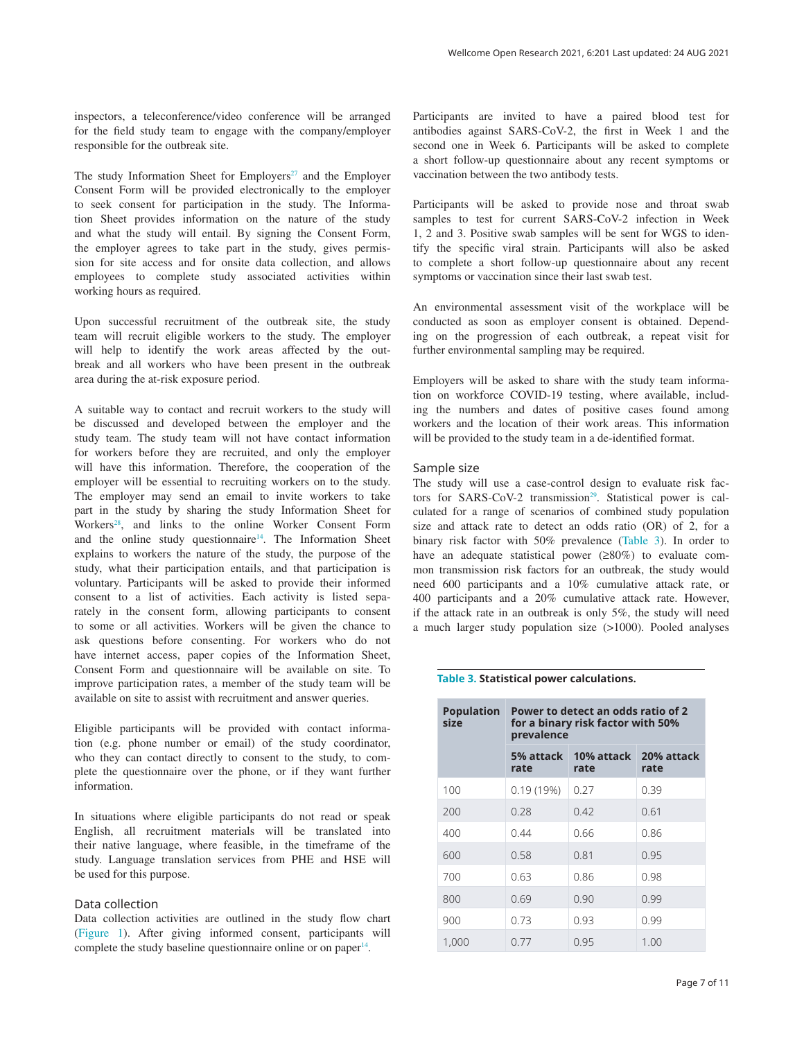inspectors, a teleconference/video conference will be arranged for the field study team to engage with the company/employer responsible for the outbreak site.

The study Information Sheet for Employers[27] and the Employer Consent Form will be provided electronically to the employer to seek consent for participation in the study. The Information Sheet provides information on the nature of the study and what the study will entail. By signing the Consent Form, the employer agrees to take part in the study, gives permission for site access and for onsite data collection, and allows employees to complete study associated activities within working hours as required.

Upon successful recruitment of the outbreak site, the study team will recruit eligible workers to the study. The employer will help to identify the work areas affected by the outbreak and all workers who have been present in the outbreak area during the at-risk exposure period.

A suitable way to contact and recruit workers to the study will be discussed and developed between the employer and the study team. The study team will not have contact information for workers before they are recruited, and only the employer will have this information. Therefore, the cooperation of the employer will be essential to recruiting workers on to the study. The employer may send an email to invite workers to take part in the study by sharing the study Information Sheet for Workers[28], and links to the online Worker Consent Form and the online study questionnaire[14]. The Information Sheet explains to workers the nature of the study, the purpose of the study, what their participation entails, and that participation is voluntary. Participants will be asked to provide their informed consent to a list of activities. Each activity is listed separately in the consent form, allowing participants to consent to some or all activities. Workers will be given the chance to ask questions before consenting. For workers who do not have internet access, paper copies of the Information Sheet, Consent Form and questionnaire will be available on site. To improve participation rates, a member of the study team will be available on site to assist with recruitment and answer queries.

Eligible participants will be provided with contact information (e.g. phone number or email) of the study coordinator, who they can contact directly to consent to the study, to complete the questionnaire over the phone, or if they want further information.

In situations where eligible participants do not read or speak English, all recruitment materials will be translated into their native language, where feasible, in the timeframe of the study. Language translation services from PHE and HSE will be used for this purpose.

## Data collection

Data collection activities are outlined in the study flow chart (Figure 1). After giving informed consent, participants will complete the study baseline questionnaire online or on paper[14].

Participants are invited to have a paired blood test for antibodies against SARS-CoV-2, the first in Week 1 and the second one in Week 6. Participants will be asked to complete a short follow-up questionnaire about any recent symptoms or vaccination between the two antibody tests.

Participants will be asked to provide nose and throat swab samples to test for current SARS-CoV-2 infection in Week 1, 2 and 3. Positive swab samples will be sent for WGS to identify the specific viral strain. Participants will also be asked to complete a short follow-up questionnaire about any recent symptoms or vaccination since their last swab test.

An environmental assessment visit of the workplace will be conducted as soon as employer consent is obtained. Depending on the progression of each outbreak, a repeat visit for further environmental sampling may be required.

Employers will be asked to share with the study team information on workforce COVID-19 testing, where available, including the numbers and dates of positive cases found among workers and the location of their work areas. This information will be provided to the study team in a de-identified format.

## Sample size

The study will use a case-control design to evaluate risk factors for SARS-CoV-2 transmission[29]. Statistical power is calculated for a range of scenarios of combined study population size and attack rate to detect an odds ratio (OR) of 2, for a binary risk factor with 50% prevalence (Table 3). In order to have an adequate statistical power (≥80%) to evaluate common transmission risk factors for an outbreak, the study would need 600 participants and a 10% cumulative attack rate, or 400 participants and a 20% cumulative attack rate. However, if the attack rate in an outbreak is only 5%, the study will need a much larger study population size (>1000). Pooled analyses

**Table 3. Statistical power calculations.**

| Population size | Power to detect an odds ratio of 2 for a binary risk factor with 50% prevalence | | |
|---|---|---|---|
| | 5% attack rate | 10% attack rate | 20% attack rate |
| 100 | 0.19 (19%) | 0.27 | 0.39 |
| 200 | 0.28 | 0.42 | 0.61 |
| 400 | 0.44 | 0.66 | 0.86 |
| 600 | 0.58 | 0.81 | 0.95 |
| 700 | 0.63 | 0.86 | 0.98 |
| 800 | 0.69 | 0.90 | 0.99 |
| 900 | 0.73 | 0.93 | 0.99 |
| 1,000 | 0.77 | 0.95 | 1.00 |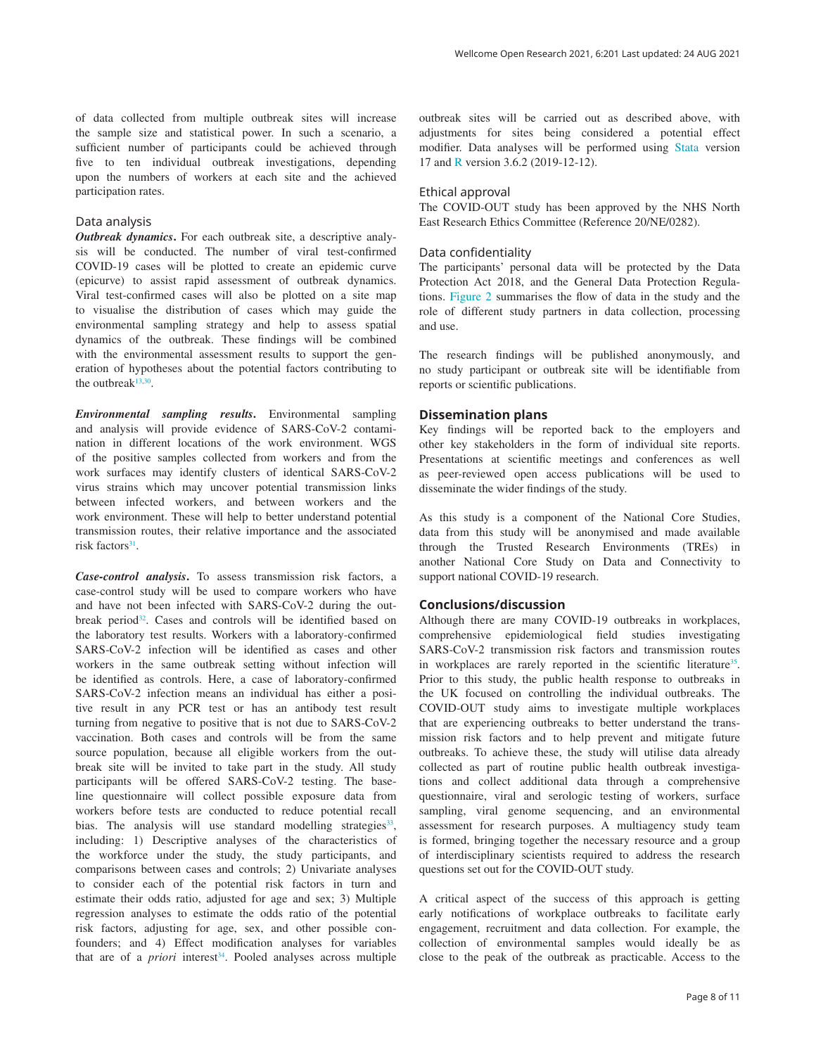of data collected from multiple outbreak sites will increase the sample size and statistical power. In such a scenario, a sufficient number of participants could be achieved through five to ten individual outbreak investigations, depending upon the numbers of workers at each site and the achieved participation rates.

### Data analysis

***Outbreak dynamics*.** For each outbreak site, a descriptive analysis will be conducted. The number of viral test-confirmed COVID-19 cases will be plotted to create an epidemic curve (epicurve) to assist rapid assessment of outbreak dynamics. Viral test-confirmed cases will also be plotted on a site map to visualise the distribution of cases which may guide the environmental sampling strategy and help to assess spatial dynamics of the outbreak. These findings will be combined with the environmental assessment results to support the generation of hypotheses about the potential factors contributing to the outbreak[13,30].

***Environmental sampling results*.** Environmental sampling and analysis will provide evidence of SARS-CoV-2 contamination in different locations of the work environment. WGS of the positive samples collected from workers and from the work surfaces may identify clusters of identical SARS-CoV-2 virus strains which may uncover potential transmission links between infected workers, and between workers and the work environment. These will help to better understand potential transmission routes, their relative importance and the associated risk factors[31].

***Case-control analysis*.** To assess transmission risk factors, a case-control study will be used to compare workers who have and have not been infected with SARS-CoV-2 during the outbreak period[32]. Cases and controls will be identified based on the laboratory test results. Workers with a laboratory-confirmed SARS-CoV-2 infection will be identified as cases and other workers in the same outbreak setting without infection will be identified as controls. Here, a case of laboratory-confirmed SARS-CoV-2 infection means an individual has either a positive result in any PCR test or has an antibody test result turning from negative to positive that is not due to SARS-CoV-2 vaccination. Both cases and controls will be from the same source population, because all eligible workers from the outbreak site will be invited to take part in the study. All study participants will be offered SARS-CoV-2 testing. The baseline questionnaire will collect possible exposure data from workers before tests are conducted to reduce potential recall bias. The analysis will use standard modelling strategies[33], including: 1) Descriptive analyses of the characteristics of the workforce under the study, the study participants, and comparisons between cases and controls; 2) Univariate analyses to consider each of the potential risk factors in turn and estimate their odds ratio, adjusted for age and sex; 3) Multiple regression analyses to estimate the odds ratio of the potential risk factors, adjusting for age, sex, and other possible confounders; and 4) Effect modification analyses for variables that are of a *priori* interest[34]. Pooled analyses across multiple outbreak sites will be carried out as described above, with adjustments for sites being considered a potential effect modifier. Data analyses will be performed using Stata version 17 and R version 3.6.2 (2019-12-12).

### Ethical approval

The COVID-OUT study has been approved by the NHS North East Research Ethics Committee (Reference 20/NE/0282).

### Data confidentiality

The participants' personal data will be protected by the Data Protection Act 2018, and the General Data Protection Regulations. Figure 2 summarises the flow of data in the study and the role of different study partners in data collection, processing and use.

The research findings will be published anonymously, and no study participant or outbreak site will be identifiable from reports or scientific publications.

## Dissemination plans

Key findings will be reported back to the employers and other key stakeholders in the form of individual site reports. Presentations at scientific meetings and conferences as well as peer-reviewed open access publications will be used to disseminate the wider findings of the study.

As this study is a component of the National Core Studies, data from this study will be anonymised and made available through the Trusted Research Environments (TREs) in another National Core Study on Data and Connectivity to support national COVID-19 research.

## Conclusions/discussion

Although there are many COVID-19 outbreaks in workplaces, comprehensive epidemiological field studies investigating SARS-CoV-2 transmission risk factors and transmission routes in workplaces are rarely reported in the scientific literature[35]. Prior to this study, the public health response to outbreaks in the UK focused on controlling the individual outbreaks. The COVID-OUT study aims to investigate multiple workplaces that are experiencing outbreaks to better understand the transmission risk factors and to help prevent and mitigate future outbreaks. To achieve these, the study will utilise data already collected as part of routine public health outbreak investigations and collect additional data through a comprehensive questionnaire, viral and serologic testing of workers, surface sampling, viral genome sequencing, and an environmental assessment for research purposes. A multiagency study team is formed, bringing together the necessary resource and a group of interdisciplinary scientists required to address the research questions set out for the COVID-OUT study.

A critical aspect of the success of this approach is getting early notifications of workplace outbreaks to facilitate early engagement, recruitment and data collection. For example, the collection of environmental samples would ideally be as close to the peak of the outbreak as practicable. Access to the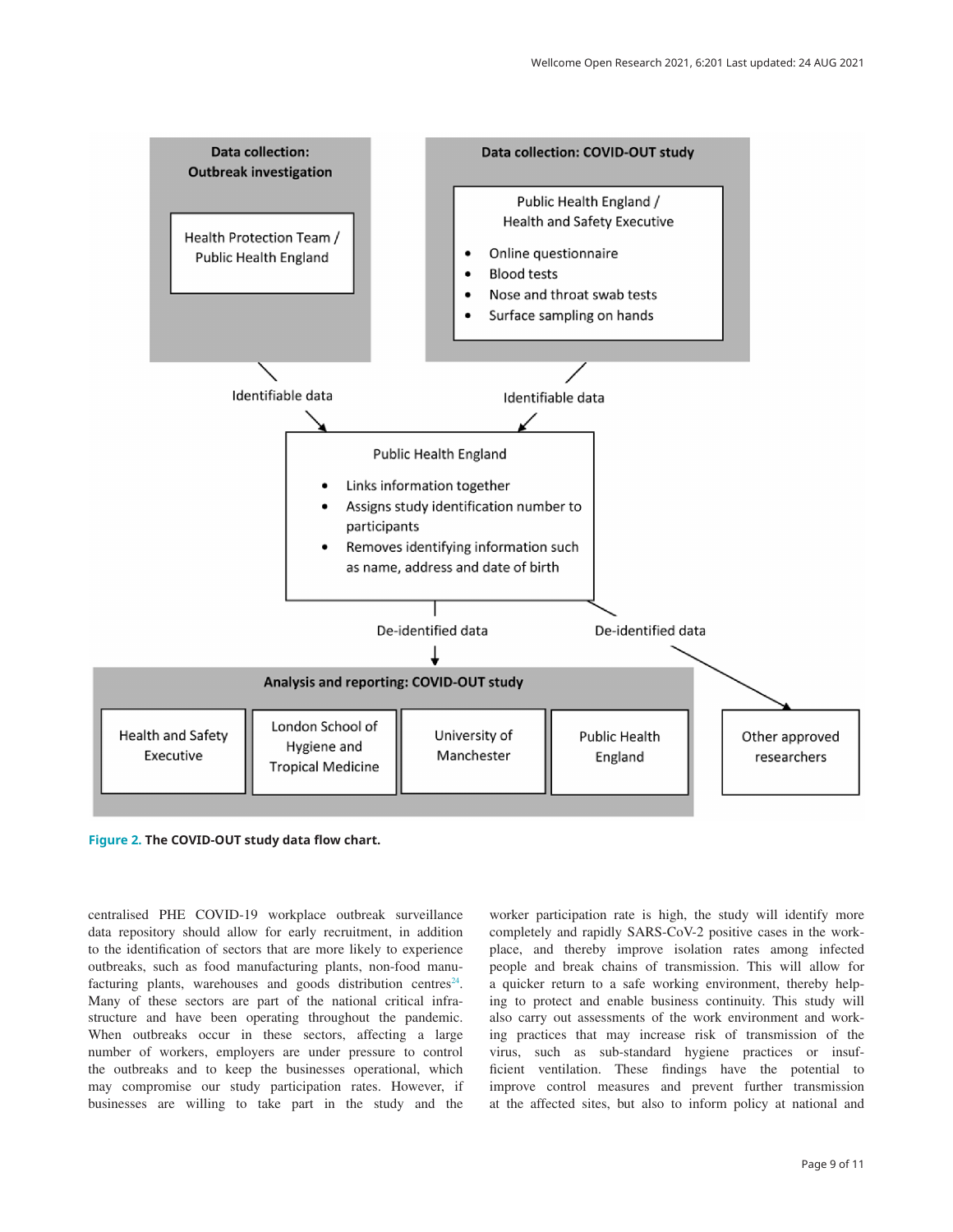Data collection: Outbreak investigation

Health Protection Team / Public Health England

Data collection: COVID-OUT study

Public Health England / Health and Safety Executive

- Online questionnaire
- Blood tests
- Nose and throat swab tests
- Surface sampling on hands

Identifiable data

Identifiable data

Public Health England

- Links information together
- Assigns study identification number to participants
- Removes identifying information such as name, address and date of birth

De-identified data

De-identified data

Analysis and reporting: COVID-OUT study

Health and Safety Executive | London School of Hygiene and Tropical Medicine | University of Manchester | Public Health England

Other approved researchers

**Figure 2. The COVID-OUT study data flow chart.**

centralised PHE COVID-19 workplace outbreak surveillance data repository should allow for early recruitment, in addition to the identification of sectors that are more likely to experience outbreaks, such as food manufacturing plants, non-food manufacturing plants, warehouses and goods distribution centres[24]. Many of these sectors are part of the national critical infrastructure and have been operating throughout the pandemic. When outbreaks occur in these sectors, affecting a large number of workers, employers are under pressure to control the outbreaks and to keep the businesses operational, which may compromise our study participation rates. However, if businesses are willing to take part in the study and the worker participation rate is high, the study will identify more completely and rapidly SARS-CoV-2 positive cases in the workplace, and thereby improve isolation rates among infected people and break chains of transmission. This will allow for a quicker return to a safe working environment, thereby helping to protect and enable business continuity. This study will also carry out assessments of the work environment and working practices that may increase risk of transmission of the virus, such as sub-standard hygiene practices or insufficient ventilation. These findings have the potential to improve control measures and prevent further transmission at the affected sites, but also to inform policy at national and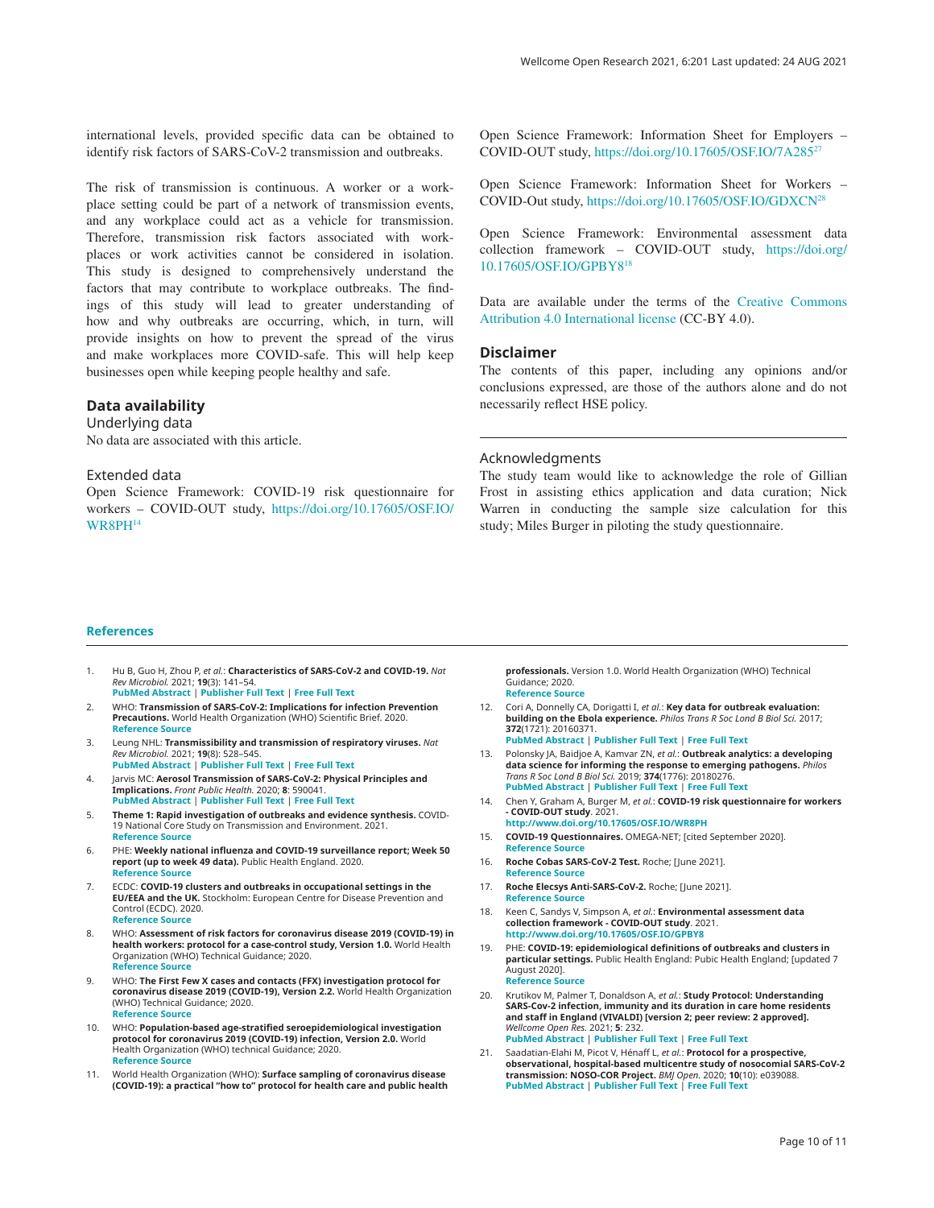international levels, provided specific data can be obtained to identify risk factors of SARS-CoV-2 transmission and outbreaks.

The risk of transmission is continuous. A worker or a workplace setting could be part of a network of transmission events, and any workplace could act as a vehicle for transmission. Therefore, transmission risk factors associated with workplaces or work activities cannot be considered in isolation. This study is designed to comprehensively understand the factors that may contribute to workplace outbreaks. The findings of this study will lead to greater understanding of how and why outbreaks are occurring, which, in turn, will provide insights on how to prevent the spread of the virus and make workplaces more COVID-safe. This will help keep businesses open while keeping people healthy and safe.

## Data availability

### Underlying data

No data are associated with this article.

### Extended data

Open Science Framework: COVID-19 risk questionnaire for workers – COVID-OUT study, https://doi.org/10.17605/OSF.IO/WR8PH[14]

Open Science Framework: Information Sheet for Employers – COVID-OUT study, https://doi.org/10.17605/OSF.IO/7A285[27]

Open Science Framework: Information Sheet for Workers – COVID-Out study, https://doi.org/10.17605/OSF.IO/GDXCN[28]

Open Science Framework: Environmental assessment data collection framework – COVID-OUT study, https://doi.org/10.17605/OSF.IO/GPBY8[18]

Data are available under the terms of the Creative Commons Attribution 4.0 International license (CC-BY 4.0).

## Disclaimer

The contents of this paper, including any opinions and/or conclusions expressed, are those of the authors alone and do not necessarily reflect HSE policy.

## Acknowledgments

The study team would like to acknowledge the role of Gillian Frost in assisting ethics application and data curation; Nick Warren in conducting the sample size calculation for this study; Miles Burger in piloting the study questionnaire.

## References

1. Hu B, Guo H, Zhou P, *et al.*: **Characteristics of SARS-CoV-2 and COVID-19.** *Nat Rev Microbiol.* 2021; **19**(3): 141–54.
PubMed Abstract | Publisher Full Text | Free Full Text
2. WHO: **Transmission of SARS-CoV-2: Implications for infection Prevention Precautions.** World Health Organization (WHO) Scientific Brief. 2020.
Reference Source
3. Leung NHL: **Transmissibility and transmission of respiratory viruses.** *Nat Rev Microbiol.* 2021; **19**(8): 528–545.
PubMed Abstract | Publisher Full Text | Free Full Text
4. Jarvis MC: **Aerosol Transmission of SARS-CoV-2: Physical Principles and Implications.** *Front Public Health.* 2020; **8**: 590041.
PubMed Abstract | Publisher Full Text | Free Full Text
5. **Theme 1: Rapid investigation of outbreaks and evidence synthesis.** COVID-19 National Core Study on Transmission and Environment. 2021.
Reference Source
6. PHE: **Weekly national influenza and COVID-19 surveillance report; Week 50 report (up to week 49 data).** Public Health England. 2020.
Reference Source
7. ECDC: **COVID-19 clusters and outbreaks in occupational settings in the EU/EEA and the UK.** Stockholm: European Centre for Disease Prevention and Control (ECDC). 2020.
Reference Source
8. WHO: **Assessment of risk factors for coronavirus disease 2019 (COVID-19) in health workers: protocol for a case-control study, Version 1.0.** World Health Organization (WHO) Technical Guidance; 2020.
Reference Source
9. WHO: **The First Few X cases and contacts (FFX) investigation protocol for coronavirus disease 2019 (COVID-19), Version 2.2.** World Health Organization (WHO) Technical Guidance; 2020.
Reference Source
10. WHO: **Population-based age-stratified seroepidemiological investigation protocol for coronavirus 2019 (COVID-19) infection, Version 2.0.** World Health Organization (WHO) technical Guidance; 2020.
Reference Source
11. World Health Organization (WHO): **Surface sampling of coronavirus disease (COVID-19): a practical "how to" protocol for health care and public health professionals.** Version 1.0. World Health Organization (WHO) Technical Guidance; 2020.
Reference Source
12. Cori A, Donnelly CA, Dorigatti I, *et al.*: **Key data for outbreak evaluation: building on the Ebola experience.** *Philos Trans R Soc Lond B Biol Sci.* 2017; **372**(1721): 20160371.
PubMed Abstract | Publisher Full Text | Free Full Text
13. Polonsky JA, Baidjoe A, Kamvar ZN, *et al.*: **Outbreak analytics: a developing data science for informing the response to emerging pathogens.** *Philos Trans R Soc Lond B Biol Sci.* 2019; **374**(1776): 20180276.
PubMed Abstract | Publisher Full Text | Free Full Text
14. Chen Y, Graham A, Burger M, *et al.*: **COVID-19 risk questionnaire for workers - COVID-OUT study**. 2021.
http://www.doi.org/10.17605/OSF.IO/WR8PH
15. **COVID-19 Questionnaires.** OMEGA-NET; [cited September 2020].
Reference Source
16. **Roche Cobas SARS-CoV-2 Test.** Roche; [June 2021].
Reference Source
17. **Roche Elecsys Anti-SARS-CoV-2.** Roche; [June 2021].
Reference Source
18. Keen C, Sandys V, Simpson A, *et al.*: **Environmental assessment data collection framework - COVID-OUT study**. 2021.
http://www.doi.org/10.17605/OSF.IO/GPBY8
19. PHE: **COVID-19: epidemiological definitions of outbreaks and clusters in particular settings.** Public Health England: Pubic Health England; [updated 7 August 2020].
Reference Source
20. Krutikov M, Palmer T, Donaldson A, *et al.*: **Study Protocol: Understanding SARS-Cov-2 infection, immunity and its duration in care home residents and staff in England (VIVALDI) [version 2; peer review: 2 approved].** *Wellcome Open Res.* 2021; **5**: 232.
PubMed Abstract | Publisher Full Text | Free Full Text
21. Saadatian-Elahi M, Picot V, Hénaff L, *et al.*: **Protocol for a prospective, observational, hospital-based multicentre study of nosocomial SARS-CoV-2 transmission: NOSO-COR Project.** *BMJ Open.* 2020; **10**(10): e039088.
PubMed Abstract | Publisher Full Text | Free Full Text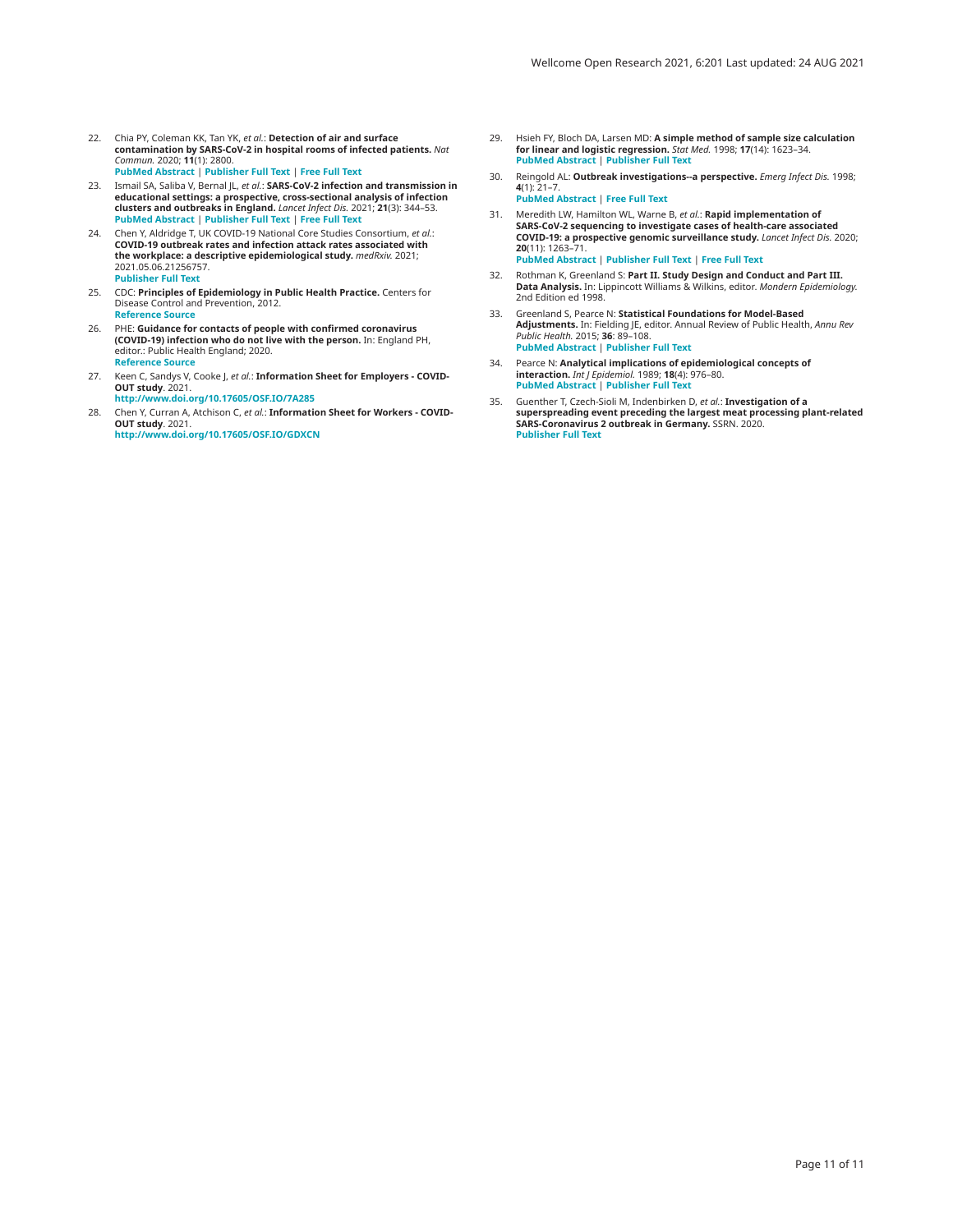22. Chia PY, Coleman KK, Tan YK, *et al.*: **Detection of air and surface contamination by SARS-CoV-2 in hospital rooms of infected patients.** *Nat Commun.* 2020; **11**(1): 2800.
PubMed Abstract | Publisher Full Text | Free Full Text

23. Ismail SA, Saliba V, Bernal JL, *et al.*: **SARS-CoV-2 infection and transmission in educational settings: a prospective, cross-sectional analysis of infection clusters and outbreaks in England.** *Lancet Infect Dis.* 2021; **21**(3): 344–53.
PubMed Abstract | Publisher Full Text | Free Full Text

24. Chen Y, Aldridge T, UK COVID-19 National Core Studies Consortium, *et al.*: **COVID-19 outbreak rates and infection attack rates associated with the workplace: a descriptive epidemiological study.** *medRxiv.* 2021; 2021.05.06.21256757.
Publisher Full Text

25. CDC: **Principles of Epidemiology in Public Health Practice.** Centers for Disease Control and Prevention, 2012.
Reference Source

26. PHE: **Guidance for contacts of people with confirmed coronavirus (COVID-19) infection who do not live with the person.** In: England PH, editor.: Public Health England; 2020.
Reference Source

27. Keen C, Sandys V, Cooke J, *et al.*: **Information Sheet for Employers - COVID-OUT study**. 2021.
http://www.doi.org/10.17605/OSF.IO/7A285

28. Chen Y, Curran A, Atchison C, *et al.*: **Information Sheet for Workers - COVID-OUT study**. 2021.
http://www.doi.org/10.17605/OSF.IO/GDXCN

29. Hsieh FY, Bloch DA, Larsen MD: **A simple method of sample size calculation for linear and logistic regression.** *Stat Med.* 1998; **17**(14): 1623–34.
PubMed Abstract | Publisher Full Text

30. Reingold AL: **Outbreak investigations--a perspective.** *Emerg Infect Dis.* 1998; **4**(1): 21–7.
PubMed Abstract | Free Full Text

31. Meredith LW, Hamilton WL, Warne B, *et al.*: **Rapid implementation of SARS-CoV-2 sequencing to investigate cases of health-care associated COVID-19: a prospective genomic surveillance study.** *Lancet Infect Dis.* 2020; **20**(11): 1263–71.
PubMed Abstract | Publisher Full Text | Free Full Text

32. Rothman K, Greenland S: **Part II. Study Design and Conduct and Part III. Data Analysis.** In: Lippincott Williams & Wilkins, editor. *Mondern Epidemiology.* 2nd Edition ed 1998.

33. Greenland S, Pearce N: **Statistical Foundations for Model-Based Adjustments.** In: Fielding JE, editor. Annual Review of Public Health, *Annu Rev Public Health.* 2015; **36**: 89–108.
PubMed Abstract | Publisher Full Text

34. Pearce N: **Analytical implications of epidemiological concepts of interaction.** *Int J Epidemiol.* 1989; **18**(4): 976–80.
PubMed Abstract | Publisher Full Text

35. Guenther T, Czech-Sioli M, Indenbirken D, *et al.*: **Investigation of a superspreading event preceding the largest meat processing plant-related SARS-Coronavirus 2 outbreak in Germany.** SSRN. 2020.
Publisher Full Text